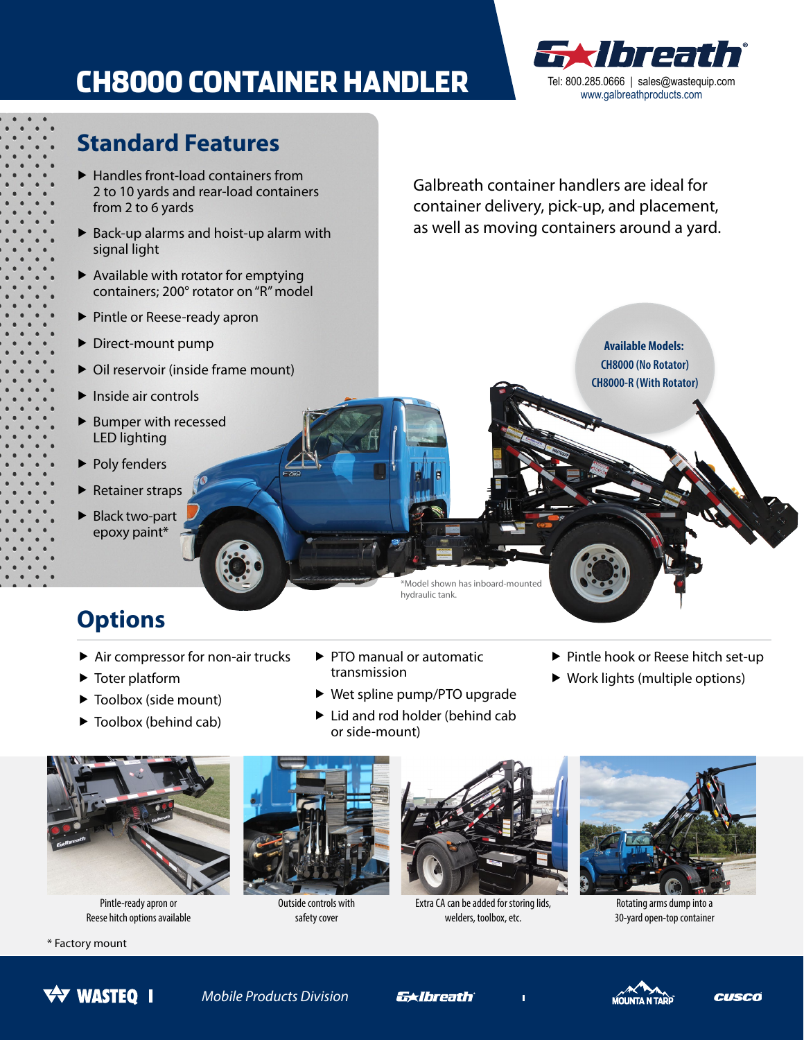# CH8000 CONTAINER HANDLER

Galbreath®

Tel: 800.285.0666 | sales@wastequip.com
www.galbreathproducts.com

## Standard Features

- Handles front-load containers from 2 to 10 yards and rear-load containers from 2 to 6 yards
- Back-up alarms and hoist-up alarm with signal light
- Available with rotator for emptying containers; 200° rotator on "R" model
- Pintle or Reese-ready apron
- Direct-mount pump
- Oil reservoir (inside frame mount)
- Inside air controls
- Bumper with recessed LED lighting
- Poly fenders
- Retainer straps
- Black two-part epoxy paint*

Galbreath container handlers are ideal for container delivery, pick-up, and placement, as well as moving containers around a yard.

**Available Models:**
CH8000 (No Rotator)
CH8000-R (With Rotator)

*Model shown has inboard-mounted hydraulic tank.

## Options

- Air compressor for non-air trucks
- Toter platform
- Toolbox (side mount)
- Toolbox (behind cab)
- PTO manual or automatic transmission
- Wet spline pump/PTO upgrade
- Lid and rod holder (behind cab or side-mount)
- Pintle hook or Reese hitch set-up
- Work lights (multiple options)

Pintle-ready apron or Reese hitch options available

Outside controls with safety cover

Extra CA can be added for storing lids, welders, toolbox, etc.

Rotating arms dump into a 30-yard open-top container

\* Factory mount

WASTEQ | *Mobile Products Division* Galbreath | MOUNTAIN TARP CUSCO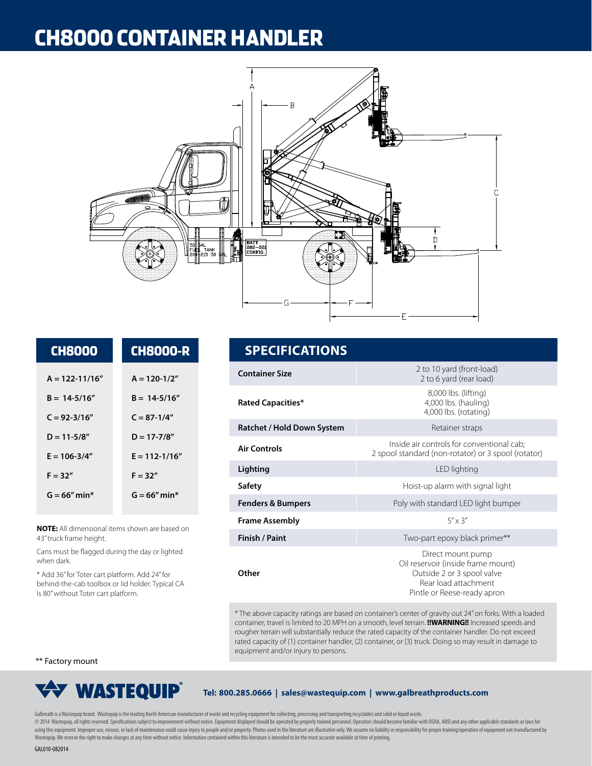# CH8000 CONTAINER HANDLER

A

B

C

D

E

F

G

50 GAL FUEL TANK 20-215 50 GAL

BATT 282-021 CONFIG.

| CH8000 | CH8000-R |
|---|---|
| A = 122-11/16″ | A = 120-1/2″ |
| B = 14-5/16″ | B = 14-5/16″ |
| C = 92-3/16″ | C = 87-1/4″ |
| D = 11-5/8″ | D = 17-7/8″ |
| E = 106-3/4″ | E = 112-1/16″ |
| F = 32″ | F = 32″ |
| G = 66″ min* | G = 66″ min* |

**NOTE:** All dimensional items shown are based on 43″ truck frame height.

Cans must be flagged during the day or lighted when dark.

* Add 36″ for Toter cart platform. Add 24″ for behind-the-cab toolbox or lid holder. Typical CA is 80″ without Toter cart platform.

## SPECIFICATIONS

| | |
|---|---|
| **Container Size** | 2 to 10 yard (front-load)<br>2 to 6 yard (rear load) |
| **Rated Capacities*** | 8,000 lbs. (lifting)<br>4,000 lbs. (hauling)<br>4,000 lbs. (rotating) |
| **Ratchet / Hold Down System** | Retainer straps |
| **Air Controls** | Inside air controls for conventional cab;<br>2 spool standard (non-rotator) or 3 spool (rotator) |
| **Lighting** | LED lighting |
| **Safety** | Hoist-up alarm with signal light |
| **Fenders & Bumpers** | Poly with standard LED light bumper |
| **Frame Assembly** | 5″ x 3″ |
| **Finish / Paint** | Two-part epoxy black primer** |
| **Other** | Direct mount pump<br>Oil reservoir (inside frame mount)<br>Outside 2 or 3 spool valve<br>Rear load attachment<br>Pintle or Reese-ready apron |

* The above capacity ratings are based on container's center of gravity out 24″ on forks. With a loaded container, travel is limited to 20 MPH on a smooth, level terrain. **!!WARNING!!** Increased speeds and rougher terrain will substantially reduce the rated capacity of the container handler. Do not exceed rated capacity of (1) container handler, (2) container, or (3) truck. Doing so may result in damage to equipment and/or injury to persons.

** Factory mount

**WASTEQUIP®**

**Tel: 800.285.0666 | sales@wastequip.com | www.galbreathproducts.com**

Galbreath is a Wastequip brand. Wastequip is the leading North American manufacturer of waste and recycling equipment for collecting, processing and transporting recyclables and solid or liquid waste.
© 2014 Wastequip, all rights reserved. Specifications subject to improvement without notice. Equipment displayed should be operated by properly trained personnel. Operators should become familiar with OSHA, ANSI and any other applicable standards or laws for using this equipment. Improper use, misuse, or lack of maintenance could cause injury to people and/or property. Photos used in the literature are illustrative only. We assume no liability or responsibility for proper training/operation of equipment not manufactured by Wastequip. We reserve the right to make changes at any time without notice. Information contained within this literature is intended to be the most accurate available at time of printing.

GAL010-082014